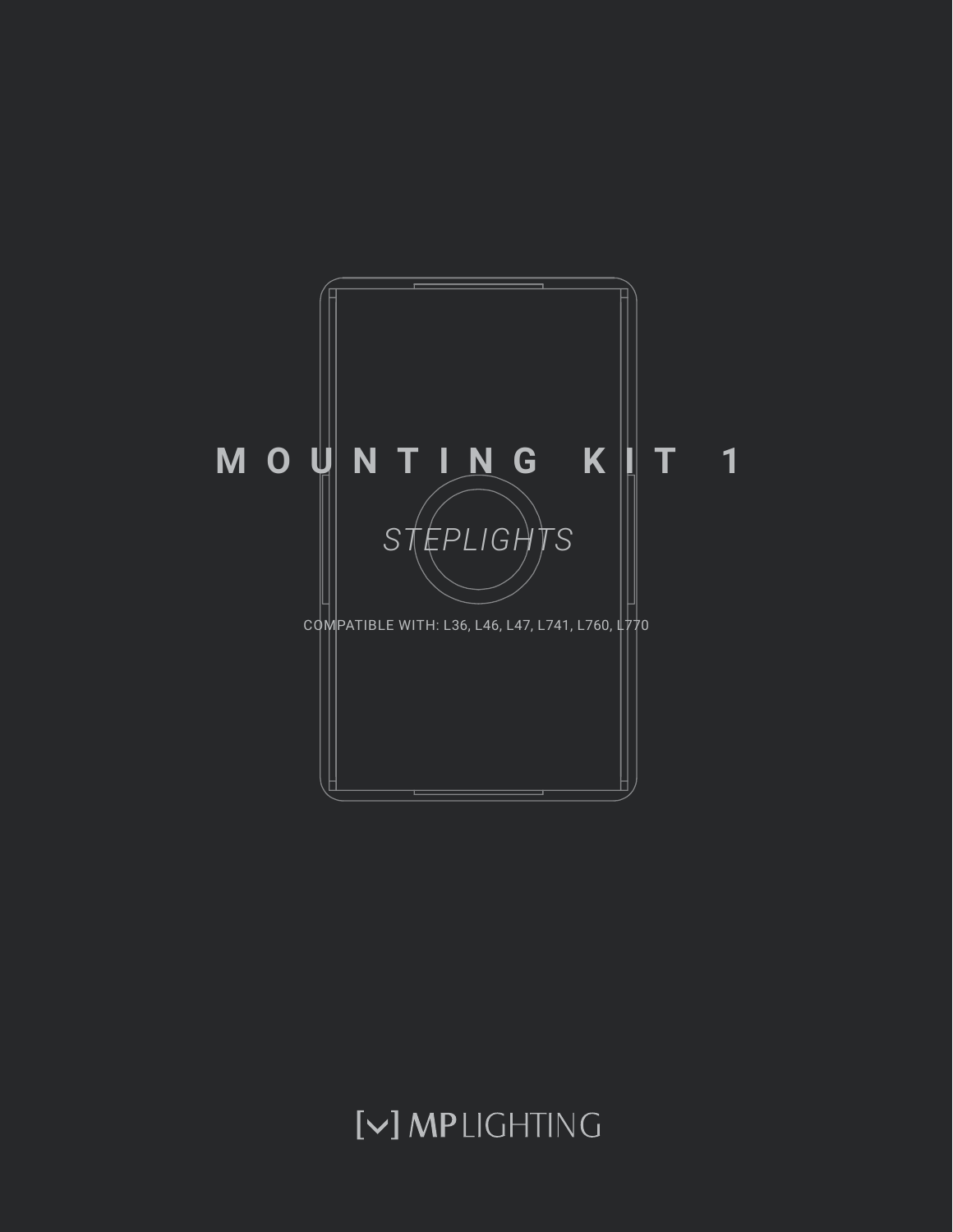# MOUNTING KIT 1

*STEPLIGHTS*

COMPATIBLE WITH: L36, L46, L47, L741, L760, L770

[v] MP LIGHTING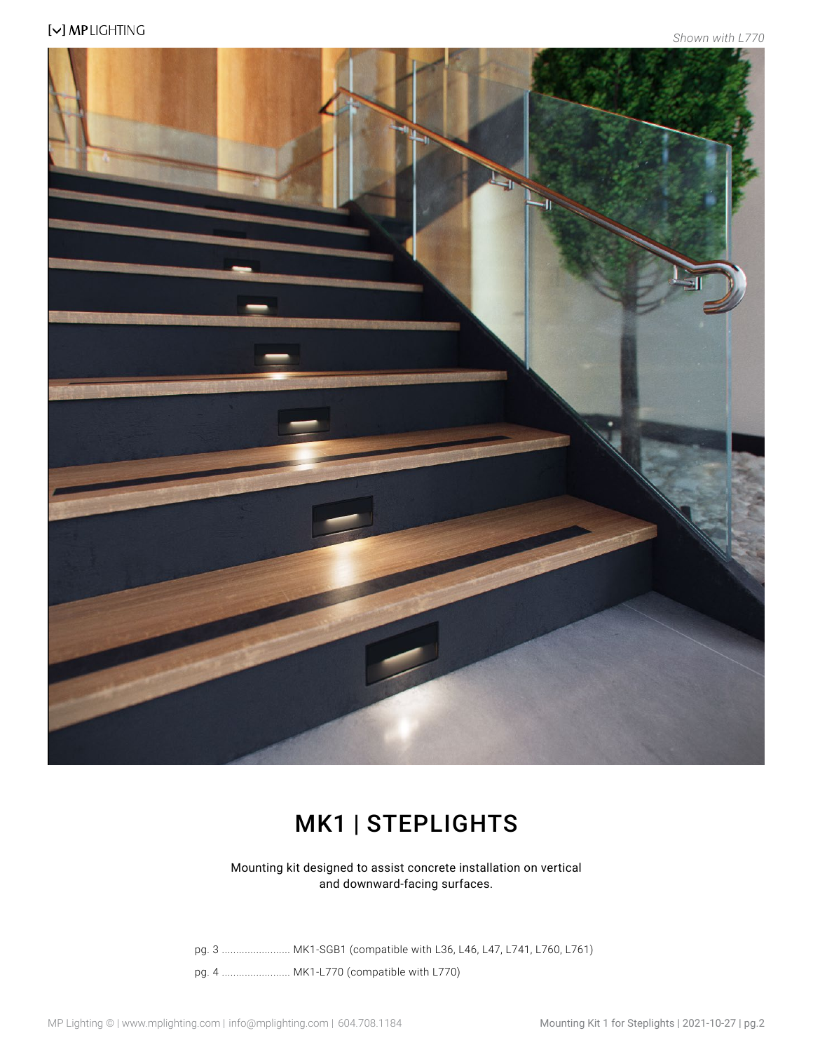*Shown with L770*

# MK1 | STEPLIGHTS

Mounting kit designed to assist concrete installation on vertical and downward-facing surfaces.

pg. 3 ........................ MK1-SGB1 (compatible with L36, L46, L47, L741, L760, L761)

pg. 4 ........................ MK1-L770 (compatible with L770)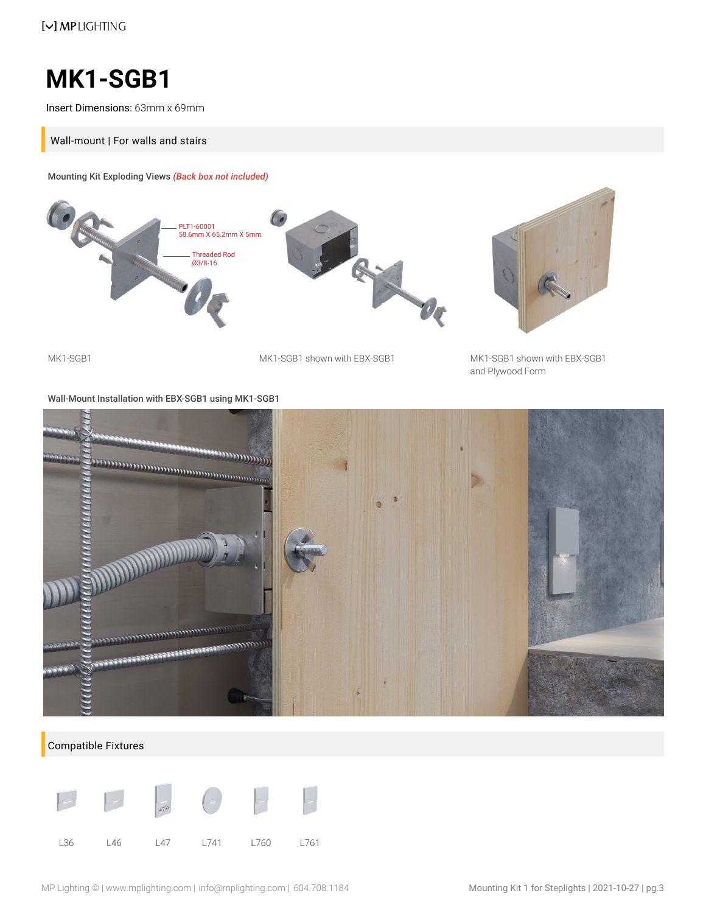# MK1-SGB1

Insert Dimensions: 63mm x 69mm

## Wall-mount | For walls and stairs

**Mounting Kit Exploding Views** ***(Back box not included)***

PLT1-60001
58.6mm X 65.2mm X 5mm

Threaded Rod
Ø3/8-16

MK1-SGB1

MK1-SGB1 shown with EBX-SGB1

MK1-SGB1 shown with EBX-SGB1 and Plywood Form

**Wall-Mount Installation with EBX-SGB1 using MK1-SGB1**

## Compatible Fixtures

L36

L46

L47

L741

L760

L761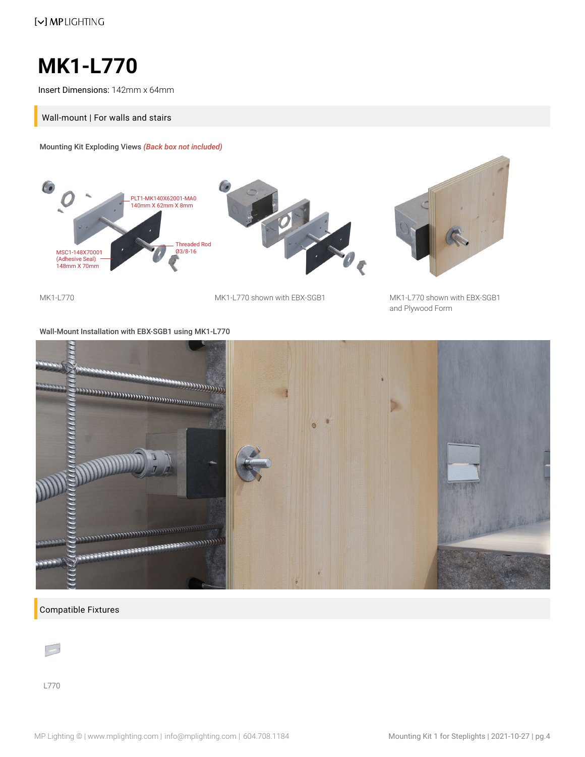# MK1-L770

Insert Dimensions: 142mm x 64mm

## Wall-mount | For walls and stairs

**Mounting Kit Exploding Views** *(Back box not included)*

PLT1-MK140X62001-MA0
140mm X 62mm X 8mm

Threaded Rod
Ø3/8-16

MSC1-148X70001
(Adhesive Seal)
148mm X 70mm

MK1-L770

MK1-L770 shown with EBX-SGB1

MK1-L770 shown with EBX-SGB1 and Plywood Form

**Wall-Mount Installation with EBX-SGB1 using MK1-L770**

## Compatible Fixtures

L770